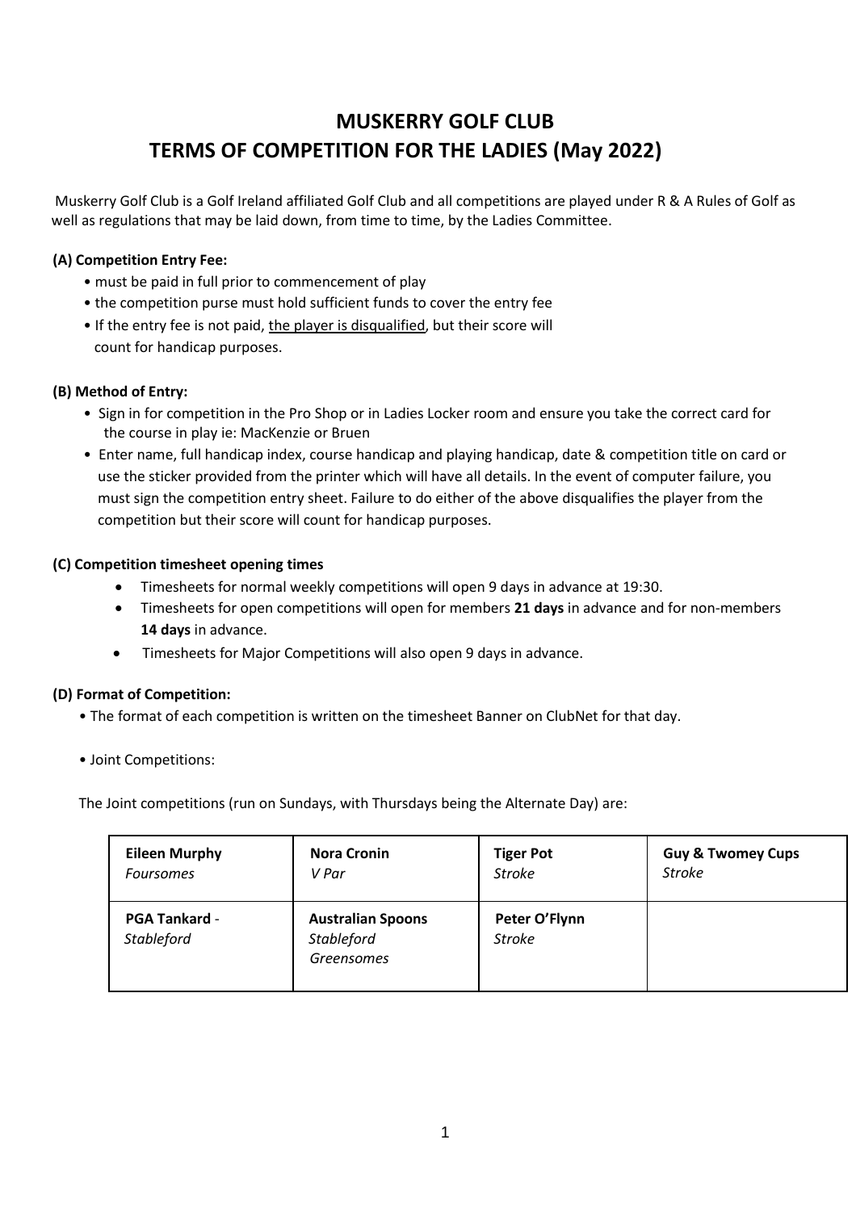# MUSKERRY GOLF CLUB
# TERMS OF COMPETITION FOR THE LADIES (May 2022)

Muskerry Golf Club is a Golf Ireland affiliated Golf Club and all competitions are played under R & A Rules of Golf as well as regulations that may be laid down, from time to time, by the Ladies Committee.

### (A) Competition Entry Fee:

- must be paid in full prior to commencement of play
- the competition purse must hold sufficient funds to cover the entry fee
- If the entry fee is not paid, <u>the player is disqualified</u>, but their score will count for handicap purposes.

### (B) Method of Entry:

- Sign in for competition in the Pro Shop or in Ladies Locker room and ensure you take the correct card for the course in play ie: MacKenzie or Bruen
- Enter name, full handicap index, course handicap and playing handicap, date & competition title on card or use the sticker provided from the printer which will have all details. In the event of computer failure, you must sign the competition entry sheet. Failure to do either of the above disqualifies the player from the competition but their score will count for handicap purposes.

### (C) Competition timesheet opening times

- Timesheets for normal weekly competitions will open 9 days in advance at 19:30.
- Timesheets for open competitions will open for members **21 days** in advance and for non-members **14 days** in advance.
- Timesheets for Major Competitions will also open 9 days in advance.

### (D) Format of Competition:

- The format of each competition is written on the timesheet Banner on ClubNet for that day.
- Joint Competitions:

The Joint competitions (run on Sundays, with Thursdays being the Alternate Day) are:

| | | | |
|---|---|---|---|
| **Eileen Murphy** *Foursomes* | **Nora Cronin** *V Par* | **Tiger Pot** *Stroke* | **Guy & Twomey Cups** *Stroke* |
| **PGA Tankard** - *Stableford* | **Australian Spoons** *Stableford Greensomes* | **Peter O'Flynn** *Stroke* | |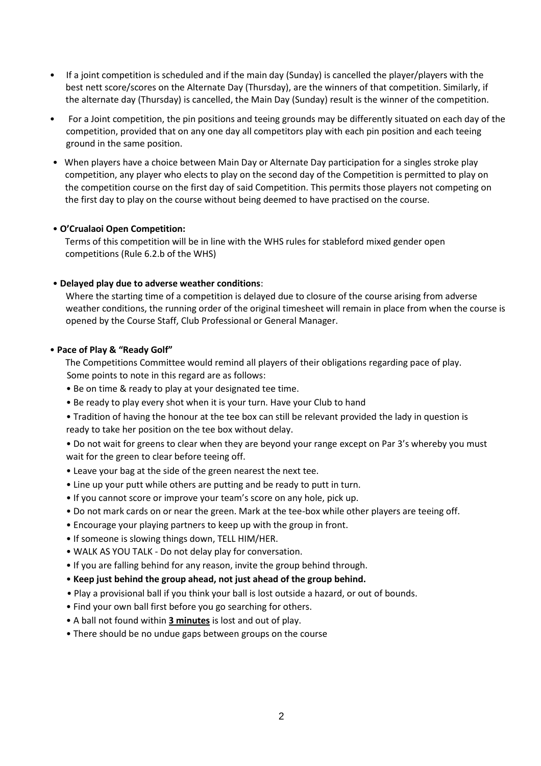- If a joint competition is scheduled and if the main day (Sunday) is cancelled the player/players with the best nett score/scores on the Alternate Day (Thursday), are the winners of that competition. Similarly, if the alternate day (Thursday) is cancelled, the Main Day (Sunday) result is the winner of the competition.
- For a Joint competition, the pin positions and teeing grounds may be differently situated on each day of the competition, provided that on any one day all competitors play with each pin position and each teeing ground in the same position.
- When players have a choice between Main Day or Alternate Day participation for a singles stroke play competition, any player who elects to play on the second day of the Competition is permitted to play on the competition course on the first day of said Competition. This permits those players not competing on the first day to play on the course without being deemed to have practised on the course.

- **O'Crualaoi Open Competition:**

  Terms of this competition will be in line with the WHS rules for stableford mixed gender open competitions (Rule 6.2.b of the WHS)

- **Delayed play due to adverse weather conditions**:

  Where the starting time of a competition is delayed due to closure of the course arising from adverse weather conditions, the running order of the original timesheet will remain in place from when the course is opened by the Course Staff, Club Professional or General Manager.

- **Pace of Play & "Ready Golf"**

  The Competitions Committee would remind all players of their obligations regarding pace of play. Some points to note in this regard are as follows:

  - Be on time & ready to play at your designated tee time.
  - Be ready to play every shot when it is your turn. Have your Club to hand
  - Tradition of having the honour at the tee box can still be relevant provided the lady in question is ready to take her position on the tee box without delay.
  - Do not wait for greens to clear when they are beyond your range except on Par 3's whereby you must wait for the green to clear before teeing off.
  - Leave your bag at the side of the green nearest the next tee.
  - Line up your putt while others are putting and be ready to putt in turn.
  - If you cannot score or improve your team's score on any hole, pick up.
  - Do not mark cards on or near the green. Mark at the tee-box while other players are teeing off.
  - Encourage your playing partners to keep up with the group in front.
  - If someone is slowing things down, TELL HIM/HER.
  - WALK AS YOU TALK - Do not delay play for conversation.
  - If you are falling behind for any reason, invite the group behind through.
  - **Keep just behind the group ahead, not just ahead of the group behind.**
  - Play a provisional ball if you think your ball is lost outside a hazard, or out of bounds.
  - Find your own ball first before you go searching for others.
  - A ball not found within **3 minutes** is lost and out of play.
  - There should be no undue gaps between groups on the course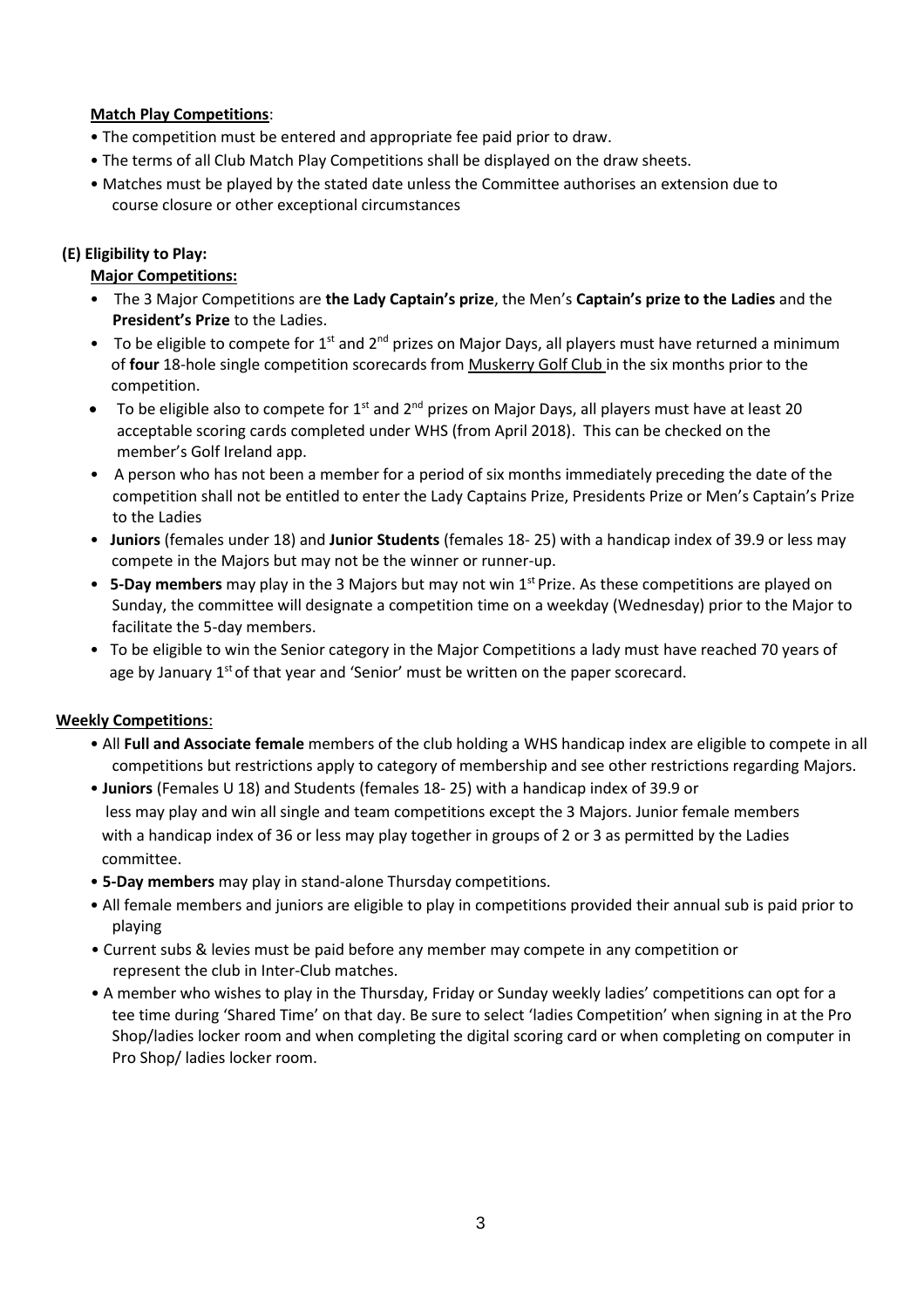**Match Play Competitions**:

- The competition must be entered and appropriate fee paid prior to draw.
- The terms of all Club Match Play Competitions shall be displayed on the draw sheets.
- Matches must be played by the stated date unless the Committee authorises an extension due to course closure or other exceptional circumstances

**(E) Eligibility to Play:**

**Major Competitions:**

- The 3 Major Competitions are **the Lady Captain's prize**, the Men's **Captain's prize to the Ladies** and the **President's Prize** to the Ladies.
- To be eligible to compete for 1st and 2nd prizes on Major Days, all players must have returned a minimum of **four** 18-hole single competition scorecards from Muskerry Golf Club in the six months prior to the competition.
- To be eligible also to compete for 1st and 2nd prizes on Major Days, all players must have at least 20 acceptable scoring cards completed under WHS (from April 2018). This can be checked on the member's Golf Ireland app.
- A person who has not been a member for a period of six months immediately preceding the date of the competition shall not be entitled to enter the Lady Captains Prize, Presidents Prize or Men's Captain's Prize to the Ladies
- **Juniors** (females under 18) and **Junior Students** (females 18- 25) with a handicap index of 39.9 or less may compete in the Majors but may not be the winner or runner-up.
- **5-Day members** may play in the 3 Majors but may not win 1st Prize. As these competitions are played on Sunday, the committee will designate a competition time on a weekday (Wednesday) prior to the Major to facilitate the 5-day members.
- To be eligible to win the Senior category in the Major Competitions a lady must have reached 70 years of age by January 1st of that year and 'Senior' must be written on the paper scorecard.

**Weekly Competitions**:

- All **Full and Associate female** members of the club holding a WHS handicap index are eligible to compete in all competitions but restrictions apply to category of membership and see other restrictions regarding Majors.
- **Juniors** (Females U 18) and Students (females 18- 25) with a handicap index of 39.9 or less may play and win all single and team competitions except the 3 Majors. Junior female members with a handicap index of 36 or less may play together in groups of 2 or 3 as permitted by the Ladies committee.
- **5-Day members** may play in stand-alone Thursday competitions.
- All female members and juniors are eligible to play in competitions provided their annual sub is paid prior to playing
- Current subs & levies must be paid before any member may compete in any competition or represent the club in Inter-Club matches.
- A member who wishes to play in the Thursday, Friday or Sunday weekly ladies' competitions can opt for a tee time during 'Shared Time' on that day. Be sure to select 'ladies Competition' when signing in at the Pro Shop/ladies locker room and when completing the digital scoring card or when completing on computer in Pro Shop/ ladies locker room.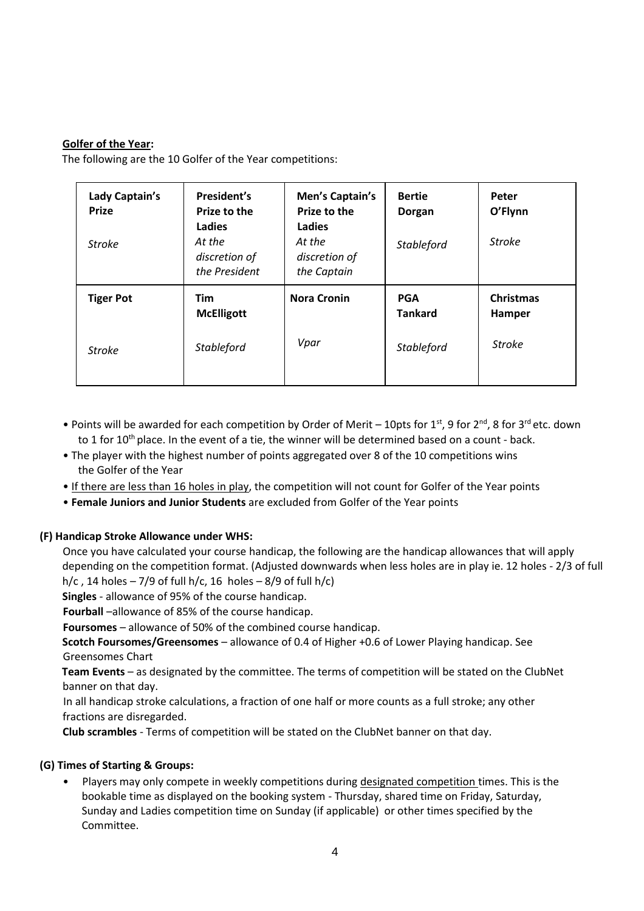**Golfer of the Year:**

The following are the 10 Golfer of the Year competitions:

| **Lady Captain's Prize**<br><br>*Stroke* | **President's Prize to the Ladies**<br>*At the discretion of the President* | **Men's Captain's Prize to the Ladies**<br>*At the discretion of the Captain* | **Bertie Dorgan**<br><br>*Stableford* | **Peter O'Flynn**<br><br>*Stroke* |
|---|---|---|---|---|
| **Tiger Pot**<br><br>*Stroke* | **Tim McElligott**<br><br>*Stableford* | **Nora Cronin**<br><br>*Vpar* | **PGA Tankard**<br><br>*Stableford* | **Christmas Hamper**<br><br>*Stroke* |

- Points will be awarded for each competition by Order of Merit – 10pts for 1st, 9 for 2nd, 8 for 3rd etc. down to 1 for 10th place. In the event of a tie, the winner will be determined based on a count - back.
- The player with the highest number of points aggregated over 8 of the 10 competitions wins the Golfer of the Year
- If there are less than 16 holes in play, the competition will not count for Golfer of the Year points
- **Female Juniors and Junior Students** are excluded from Golfer of the Year points

**(F) Handicap Stroke Allowance under WHS:**

Once you have calculated your course handicap, the following are the handicap allowances that will apply depending on the competition format. (Adjusted downwards when less holes are in play ie. 12 holes - 2/3 of full h/c , 14 holes – 7/9 of full h/c, 16 holes – 8/9 of full h/c)

**Singles** - allowance of 95% of the course handicap.

**Fourball** –allowance of 85% of the course handicap.

**Foursomes** – allowance of 50% of the combined course handicap.

**Scotch Foursomes/Greensomes** – allowance of 0.4 of Higher +0.6 of Lower Playing handicap. See Greensomes Chart

**Team Events** – as designated by the committee. The terms of competition will be stated on the ClubNet banner on that day.

In all handicap stroke calculations, a fraction of one half or more counts as a full stroke; any other fractions are disregarded.

**Club scrambles** - Terms of competition will be stated on the ClubNet banner on that day.

**(G) Times of Starting & Groups:**

- Players may only compete in weekly competitions during designated competition times. This is the bookable time as displayed on the booking system - Thursday, shared time on Friday, Saturday, Sunday and Ladies competition time on Sunday (if applicable) or other times specified by the Committee.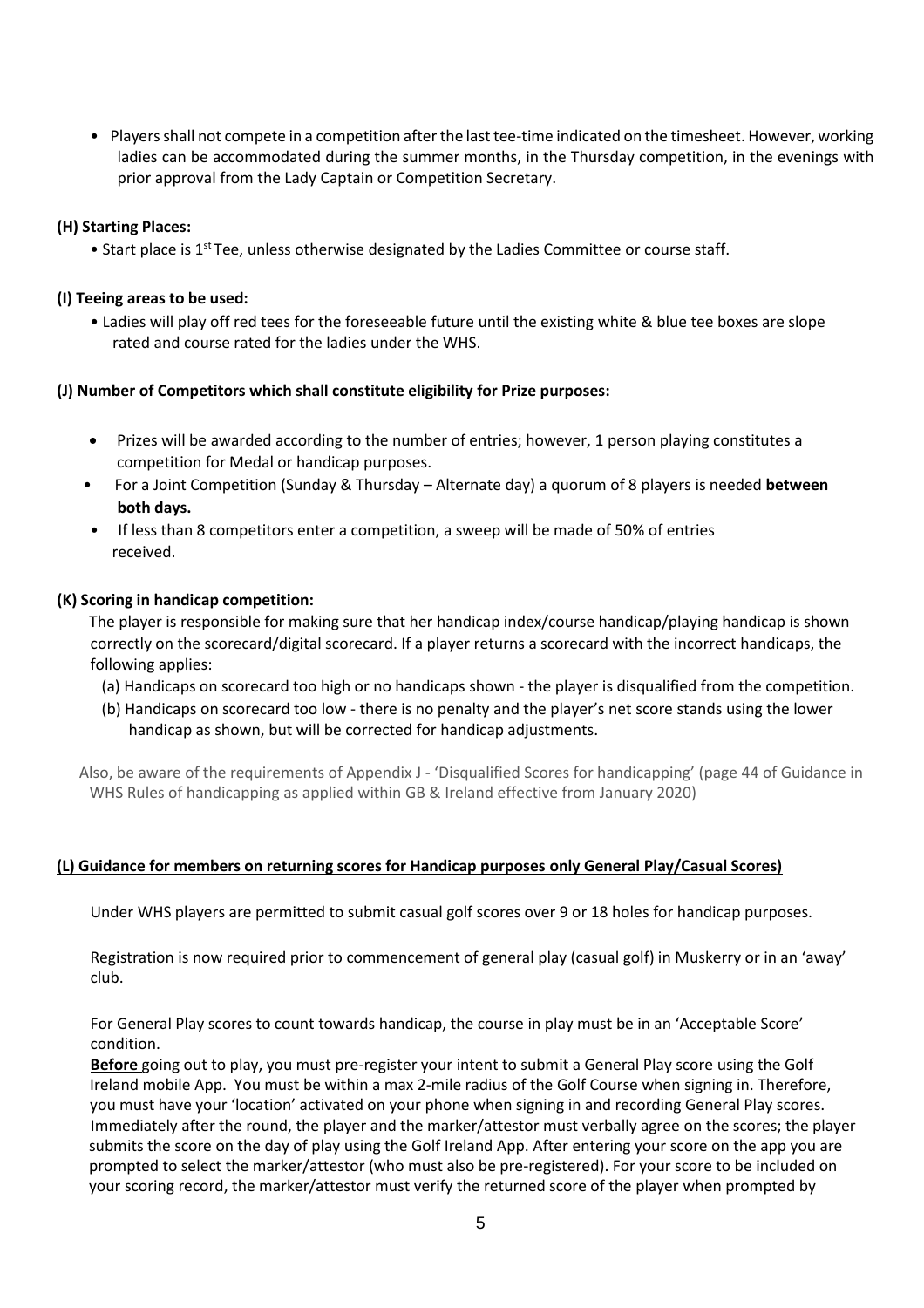- Players shall not compete in a competition after the last tee-time indicated on the timesheet. However, working ladies can be accommodated during the summer months, in the Thursday competition, in the evenings with prior approval from the Lady Captain or Competition Secretary.

**(H) Starting Places:**

- Start place is 1st Tee, unless otherwise designated by the Ladies Committee or course staff.

**(I) Teeing areas to be used:**

- Ladies will play off red tees for the foreseeable future until the existing white & blue tee boxes are slope rated and course rated for the ladies under the WHS.

**(J) Number of Competitors which shall constitute eligibility for Prize purposes:**

- Prizes will be awarded according to the number of entries; however, 1 person playing constitutes a competition for Medal or handicap purposes.
- For a Joint Competition (Sunday & Thursday – Alternate day) a quorum of 8 players is needed **between both days.**
- If less than 8 competitors enter a competition, a sweep will be made of 50% of entries received.

**(K) Scoring in handicap competition:**

The player is responsible for making sure that her handicap index/course handicap/playing handicap is shown correctly on the scorecard/digital scorecard. If a player returns a scorecard with the incorrect handicaps, the following applies:

(a) Handicaps on scorecard too high or no handicaps shown - the player is disqualified from the competition.

(b) Handicaps on scorecard too low - there is no penalty and the player's net score stands using the lower handicap as shown, but will be corrected for handicap adjustments.

Also, be aware of the requirements of Appendix J - 'Disqualified Scores for handicapping' (page 44 of Guidance in WHS Rules of handicapping as applied within GB & Ireland effective from January 2020)

**(L) Guidance for members on returning scores for Handicap purposes only General Play/Casual Scores)**

Under WHS players are permitted to submit casual golf scores over 9 or 18 holes for handicap purposes.

Registration is now required prior to commencement of general play (casual golf) in Muskerry or in an 'away' club.

For General Play scores to count towards handicap, the course in play must be in an 'Acceptable Score' condition.

**Before** going out to play, you must pre-register your intent to submit a General Play score using the Golf Ireland mobile App. You must be within a max 2-mile radius of the Golf Course when signing in. Therefore, you must have your 'location' activated on your phone when signing in and recording General Play scores. Immediately after the round, the player and the marker/attestor must verbally agree on the scores; the player submits the score on the day of play using the Golf Ireland App. After entering your score on the app you are prompted to select the marker/attestor (who must also be pre-registered). For your score to be included on your scoring record, the marker/attestor must verify the returned score of the player when prompted by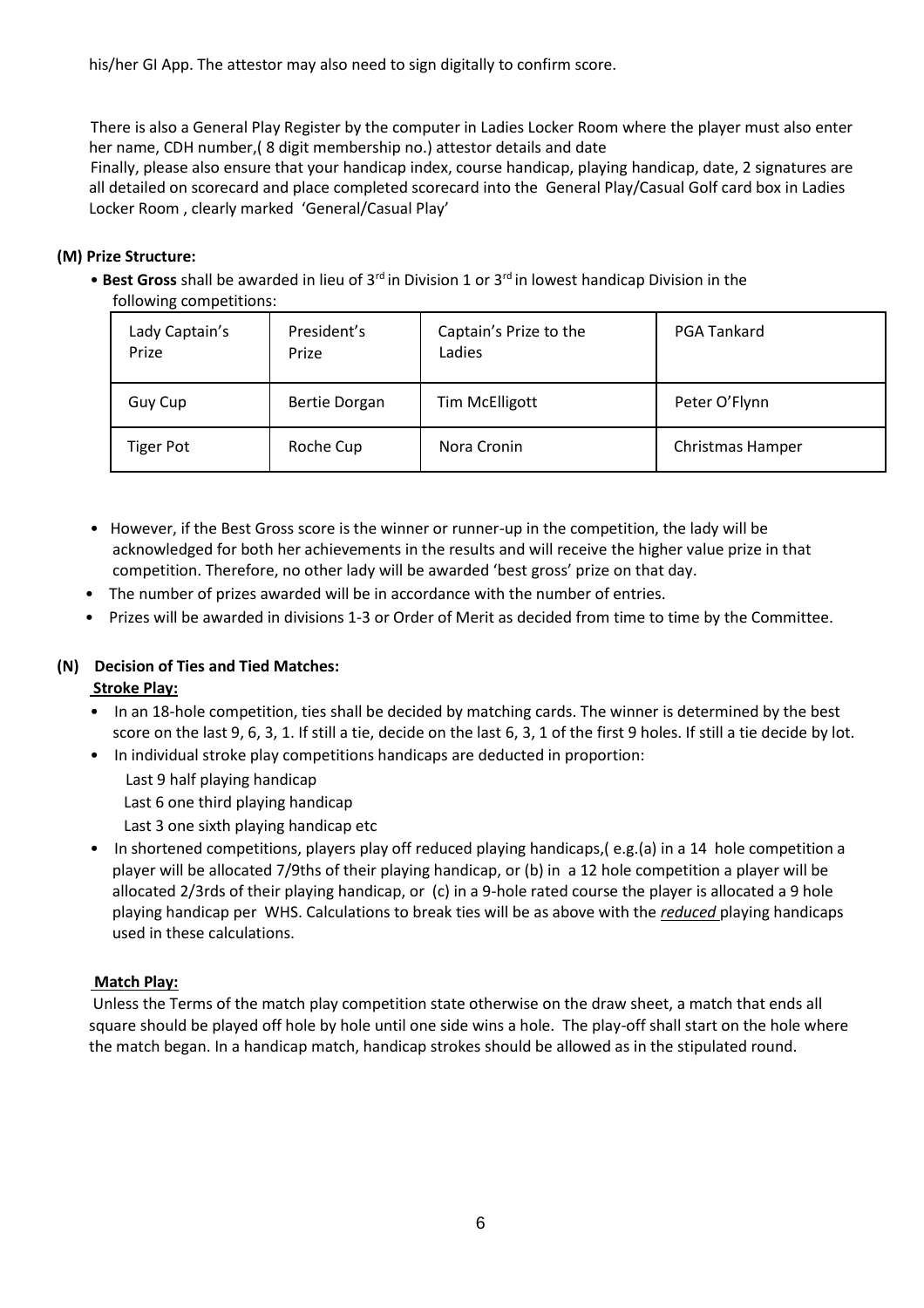his/her GI App. The attestor may also need to sign digitally to confirm score.

There is also a General Play Register by the computer in Ladies Locker Room where the player must also enter her name, CDH number,( 8 digit membership no.) attestor details and date

Finally, please also ensure that your handicap index, course handicap, playing handicap, date, 2 signatures are all detailed on scorecard and place completed scorecard into the General Play/Casual Golf card box in Ladies Locker Room , clearly marked 'General/Casual Play'

### (M) Prize Structure:

- **Best Gross** shall be awarded in lieu of 3rd in Division 1 or 3rd in lowest handicap Division in the following competitions:

| Lady Captain's Prize | President's Prize | Captain's Prize to the Ladies | PGA Tankard |
|---|---|---|---|
| Guy Cup | Bertie Dorgan | Tim McElligott | Peter O'Flynn |
| Tiger Pot | Roche Cup | Nora Cronin | Christmas Hamper |

- However, if the Best Gross score is the winner or runner-up in the competition, the lady will be acknowledged for both her achievements in the results and will receive the higher value prize in that competition. Therefore, no other lady will be awarded 'best gross' prize on that day.
- The number of prizes awarded will be in accordance with the number of entries.
- Prizes will be awarded in divisions 1-3 or Order of Merit as decided from time to time by the Committee.

### (N) Decision of Ties and Tied Matches:

**Stroke Play:**

- In an 18-hole competition, ties shall be decided by matching cards. The winner is determined by the best score on the last 9, 6, 3, 1. If still a tie, decide on the last 6, 3, 1 of the first 9 holes. If still a tie decide by lot.
- In individual stroke play competitions handicaps are deducted in proportion:
  - Last 9 half playing handicap
  - Last 6 one third playing handicap
  - Last 3 one sixth playing handicap etc
- In shortened competitions, players play off reduced playing handicaps,( e.g.(a) in a 14 hole competition a player will be allocated 7/9ths of their playing handicap, or (b) in a 12 hole competition a player will be allocated 2/3rds of their playing handicap, or (c) in a 9-hole rated course the player is allocated a 9 hole playing handicap per WHS. Calculations to break ties will be as above with the ***reduced*** playing handicaps used in these calculations.

**Match Play:**

Unless the Terms of the match play competition state otherwise on the draw sheet, a match that ends all square should be played off hole by hole until one side wins a hole. The play-off shall start on the hole where the match began. In a handicap match, handicap strokes should be allowed as in the stipulated round.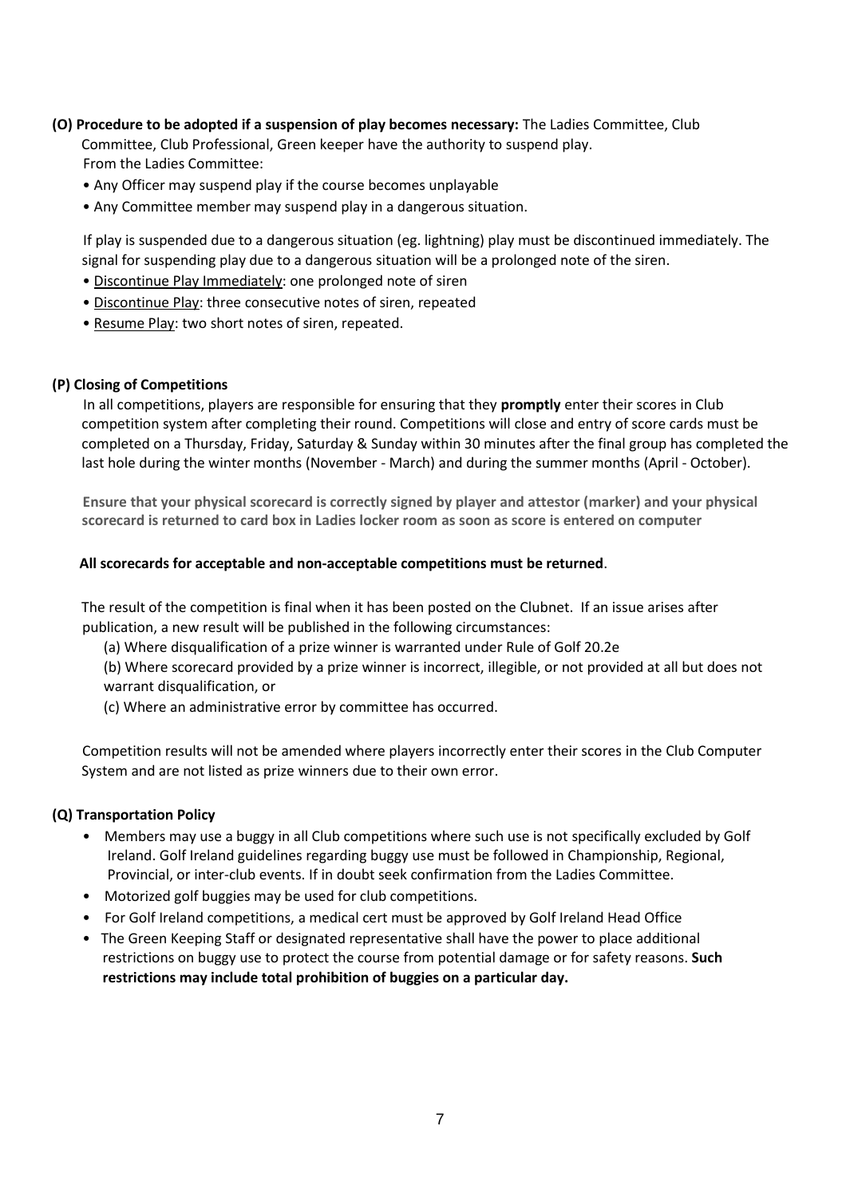**(O) Procedure to be adopted if a suspension of play becomes necessary:** The Ladies Committee, Club Committee, Club Professional, Green keeper have the authority to suspend play.
From the Ladies Committee:

- Any Officer may suspend play if the course becomes unplayable
- Any Committee member may suspend play in a dangerous situation.

If play is suspended due to a dangerous situation (eg. lightning) play must be discontinued immediately. The signal for suspending play due to a dangerous situation will be a prolonged note of the siren.

- Discontinue Play Immediately: one prolonged note of siren
- Discontinue Play: three consecutive notes of siren, repeated
- Resume Play: two short notes of siren, repeated.

**(P) Closing of Competitions**

In all competitions, players are responsible for ensuring that they **promptly** enter their scores in Club competition system after completing their round. Competitions will close and entry of score cards must be completed on a Thursday, Friday, Saturday & Sunday within 30 minutes after the final group has completed the last hole during the winter months (November - March) and during the summer months (April - October).

**Ensure that your physical scorecard is correctly signed by player and attestor (marker) and your physical scorecard is returned to card box in Ladies locker room as soon as score is entered on computer**

**All scorecards for acceptable and non-acceptable competitions must be returned**.

The result of the competition is final when it has been posted on the Clubnet. If an issue arises after publication, a new result will be published in the following circumstances:

(a) Where disqualification of a prize winner is warranted under Rule of Golf 20.2e

(b) Where scorecard provided by a prize winner is incorrect, illegible, or not provided at all but does not warrant disqualification, or

(c) Where an administrative error by committee has occurred.

Competition results will not be amended where players incorrectly enter their scores in the Club Computer System and are not listed as prize winners due to their own error.

**(Q) Transportation Policy**

- Members may use a buggy in all Club competitions where such use is not specifically excluded by Golf Ireland. Golf Ireland guidelines regarding buggy use must be followed in Championship, Regional, Provincial, or inter-club events. If in doubt seek confirmation from the Ladies Committee.
- Motorized golf buggies may be used for club competitions.
- For Golf Ireland competitions, a medical cert must be approved by Golf Ireland Head Office
- The Green Keeping Staff or designated representative shall have the power to place additional restrictions on buggy use to protect the course from potential damage or for safety reasons. **Such restrictions may include total prohibition of buggies on a particular day.**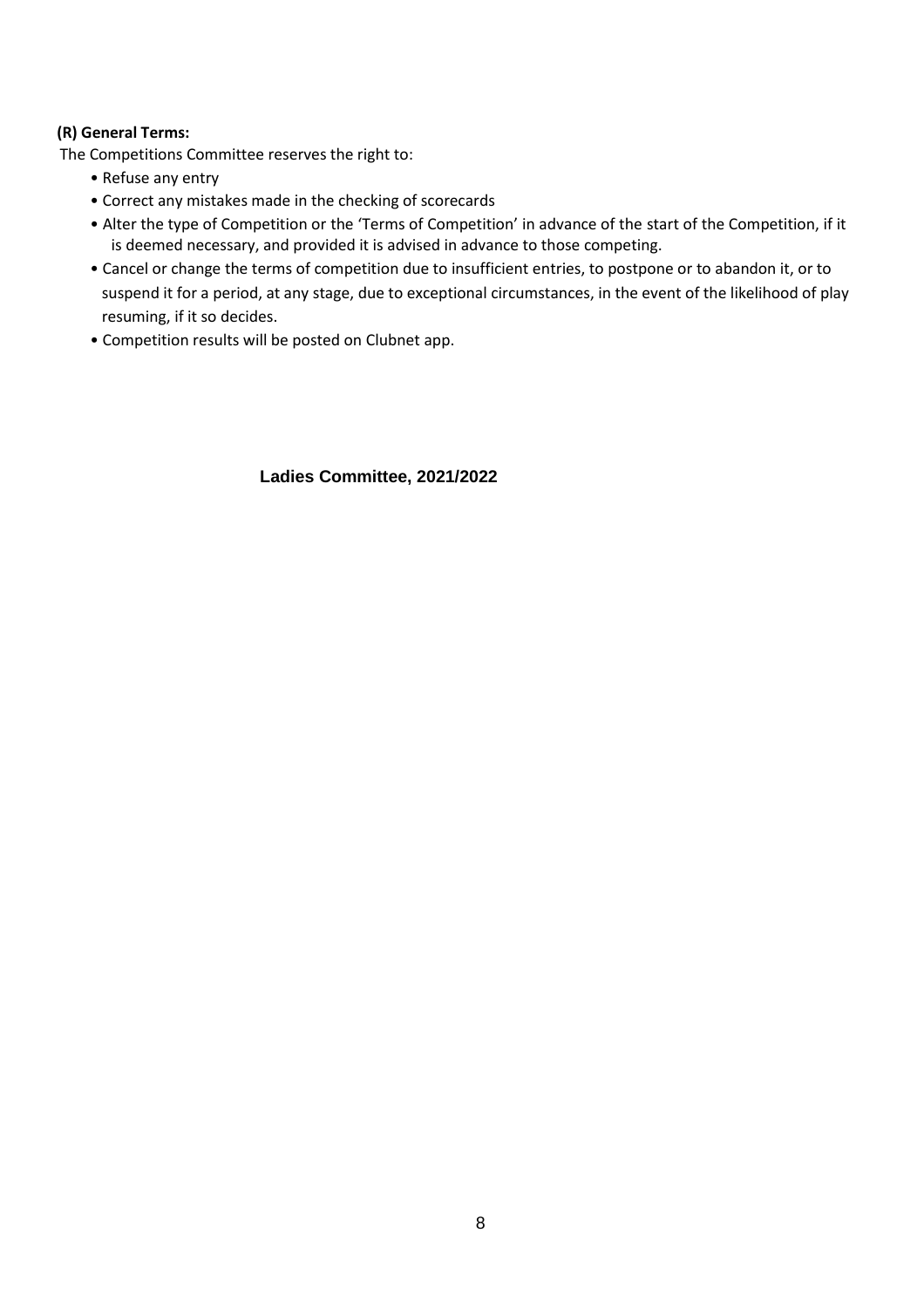**(R) General Terms:**

The Competitions Committee reserves the right to:

- Refuse any entry
- Correct any mistakes made in the checking of scorecards
- Alter the type of Competition or the 'Terms of Competition' in advance of the start of the Competition, if it is deemed necessary, and provided it is advised in advance to those competing.
- Cancel or change the terms of competition due to insufficient entries, to postpone or to abandon it, or to suspend it for a period, at any stage, due to exceptional circumstances, in the event of the likelihood of play resuming, if it so decides.
- Competition results will be posted on Clubnet app.

**Ladies Committee, 2021/2022**